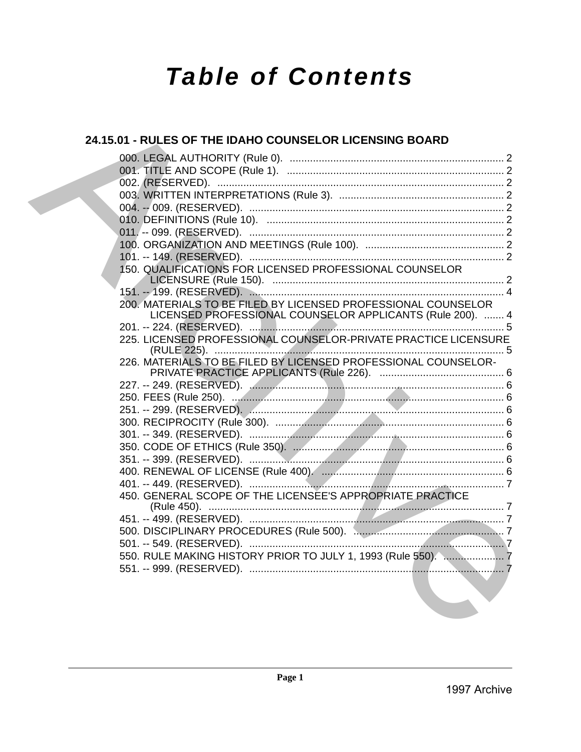# Table of Contents

## 24.15.01 - RULES OF THE IDAHO COUNSELOR LICENSING BOARD

000. LEGAL AUTHORITY (Rule 0). .......... 2
001. TITLE AND SCOPE (Rule 1). .......... 2
002. (RESERVED). .......... 2
003. WRITTEN INTERPRETATIONS (Rule 3). .......... 2
004. -- 009. (RESERVED). .......... 2
010. DEFINITIONS (Rule 10). .......... 2
011. -- 099. (RESERVED). .......... 2
100. ORGANIZATION AND MEETINGS (Rule 100). .......... 2
101. -- 149. (RESERVED). .......... 2
150. QUALIFICATIONS FOR LICENSED PROFESSIONAL COUNSELOR LICENSURE (Rule 150). .......... 2
151. -- 199. (RESERVED). .......... 4
200. MATERIALS TO BE FILED BY LICENSED PROFESSIONAL COUNSELOR LICENSED PROFESSIONAL COUNSELOR APPLICANTS (Rule 200). .......... 4
201. -- 224. (RESERVED). .......... 5
225. LICENSED PROFESSIONAL COUNSELOR-PRIVATE PRACTICE LICENSURE (RULE 225). .......... 5
226. MATERIALS TO BE FILED BY LICENSED PROFESSIONAL COUNSELOR-PRIVATE PRACTICE APPLICANTS (Rule 226). .......... 6
227. -- 249. (RESERVED). .......... 6
250. FEES (Rule 250). .......... 6
251. -- 299. (RESERVED). .......... 6
300. RECIPROCITY (Rule 300). .......... 6
301. -- 349. (RESERVED). .......... 6
350. CODE OF ETHICS (Rule 350). .......... 6
351. -- 399. (RESERVED). .......... 6
400. RENEWAL OF LICENSE (Rule 400). .......... 6
401. -- 449. (RESERVED). .......... 7
450. GENERAL SCOPE OF THE LICENSEE'S APPROPRIATE PRACTICE (Rule 450). .......... 7
451. -- 499. (RESERVED). .......... 7
500. DISCIPLINARY PROCEDURES (Rule 500). .......... 7
501. -- 549. (RESERVED). .......... 7
550. RULE MAKING HISTORY PRIOR TO JULY 1, 1993 (Rule 550). .......... 7
551. -- 999. (RESERVED). .......... 7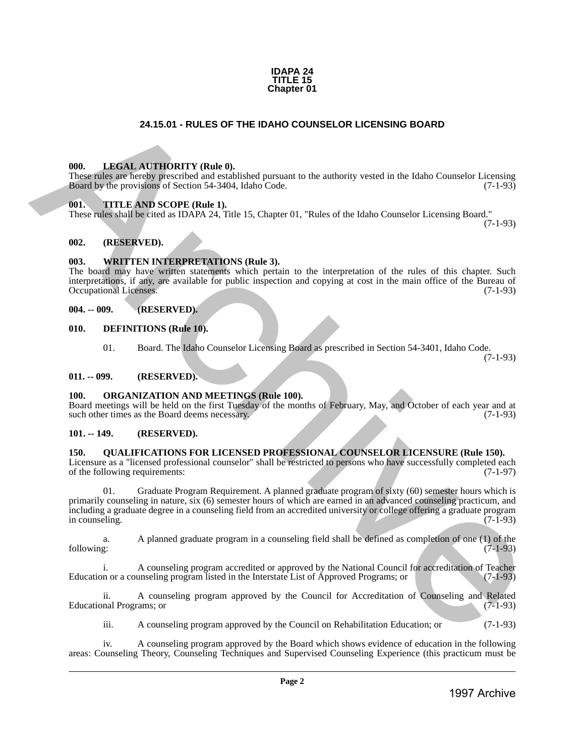**IDAPA 24**
**TITLE 15**
**Chapter 01**

## 24.15.01 - RULES OF THE IDAHO COUNSELOR LICENSING BOARD

**000. LEGAL AUTHORITY (Rule 0).**
These rules are hereby prescribed and established pursuant to the authority vested in the Idaho Counselor Licensing Board by the provisions of Section 54-3404, Idaho Code. (7-1-93)

**001. TITLE AND SCOPE (Rule 1).**
These rules shall be cited as IDAPA 24, Title 15, Chapter 01, "Rules of the Idaho Counselor Licensing Board." (7-1-93)

**002. (RESERVED).**

**003. WRITTEN INTERPRETATIONS (Rule 3).**
The board may have written statements which pertain to the interpretation of the rules of this chapter. Such interpretations, if any, are available for public inspection and copying at cost in the main office of the Bureau of Occupational Licenses. (7-1-93)

**004. -- 009. (RESERVED).**

**010. DEFINITIONS (Rule 10).**

01. Board. The Idaho Counselor Licensing Board as prescribed in Section 54-3401, Idaho Code. (7-1-93)

**011. -- 099. (RESERVED).**

**100. ORGANIZATION AND MEETINGS (Rule 100).**
Board meetings will be held on the first Tuesday of the months of February, May, and October of each year and at such other times as the Board deems necessary. (7-1-93)

**101. -- 149. (RESERVED).**

**150. QUALIFICATIONS FOR LICENSED PROFESSIONAL COUNSELOR LICENSURE (Rule 150).**
Licensure as a "licensed professional counselor" shall be restricted to persons who have successfully completed each of the following requirements: (7-1-97)

01. Graduate Program Requirement. A planned graduate program of sixty (60) semester hours which is primarily counseling in nature, six (6) semester hours of which are earned in an advanced counseling practicum, and including a graduate degree in a counseling field from an accredited university or college offering a graduate program in counseling. (7-1-93)

a. A planned graduate program in a counseling field shall be defined as completion of one (1) of the following: (7-1-93)

i. A counseling program accredited or approved by the National Council for accreditation of Teacher Education or a counseling program listed in the Interstate List of Approved Programs; or (7-1-93)

ii. A counseling program approved by the Council for Accreditation of Counseling and Related Educational Programs; or (7-1-93)

iii. A counseling program approved by the Council on Rehabilitation Education; or (7-1-93)

iv. A counseling program approved by the Board which shows evidence of education in the following areas: Counseling Theory, Counseling Techniques and Supervised Counseling Experience (this practicum must be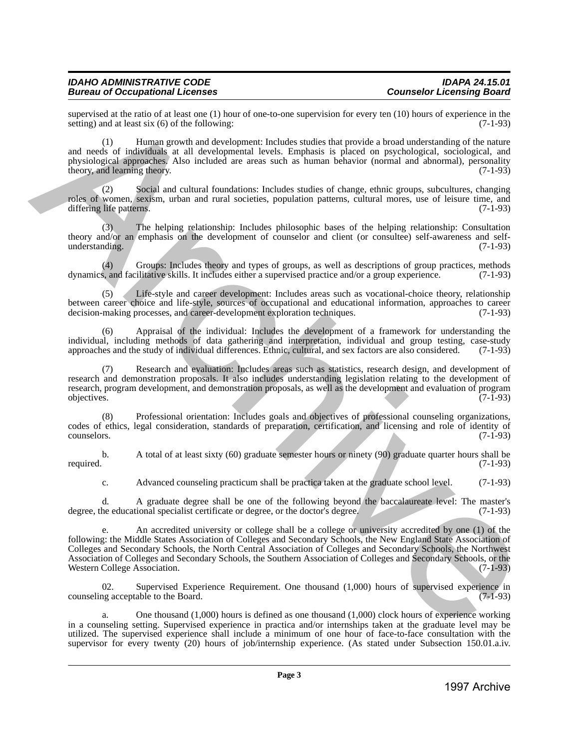supervised at the ratio of at least one (1) hour of one-to-one supervision for every ten (10) hours of experience in the setting) and at least six (6) of the following: (7-1-93)

(1) Human growth and development: Includes studies that provide a broad understanding of the nature and needs of individuals at all developmental levels. Emphasis is placed on psychological, sociological, and physiological approaches. Also included are areas such as human behavior (normal and abnormal), personality theory, and learning theory. (7-1-93)

(2) Social and cultural foundations: Includes studies of change, ethnic groups, subcultures, changing roles of women, sexism, urban and rural societies, population patterns, cultural mores, use of leisure time, and differing life patterns. (7-1-93)

(3) The helping relationship: Includes philosophic bases of the helping relationship: Consultation theory and/or an emphasis on the development of counselor and client (or consultee) self-awareness and self-understanding. (7-1-93)

(4) Groups: Includes theory and types of groups, as well as descriptions of group practices, methods dynamics, and facilitative skills. It includes either a supervised practice and/or a group experience. (7-1-93)

(5) Life-style and career development: Includes areas such as vocational-choice theory, relationship between career choice and life-style, sources of occupational and educational information, approaches to career decision-making processes, and career-development exploration techniques. (7-1-93)

(6) Appraisal of the individual: Includes the development of a framework for understanding the individual, including methods of data gathering and interpretation, individual and group testing, case-study approaches and the study of individual differences. Ethnic, cultural, and sex factors are also considered. (7-1-93)

(7) Research and evaluation: Includes areas such as statistics, research design, and development of research and demonstration proposals. It also includes understanding legislation relating to the development of research, program development, and demonstration proposals, as well as the development and evaluation of program objectives. (7-1-93)

(8) Professional orientation: Includes goals and objectives of professional counseling organizations, codes of ethics, legal consideration, standards of preparation, certification, and licensing and role of identity of counselors. (7-1-93)

b. A total of at least sixty (60) graduate semester hours or ninety (90) graduate quarter hours shall be required. (7-1-93)

c. Advanced counseling practicum shall be practica taken at the graduate school level. (7-1-93)

d. A graduate degree shall be one of the following beyond the baccalaureate level: The master's degree, the educational specialist certificate or degree, or the doctor's degree. (7-1-93)

e. An accredited university or college shall be a college or university accredited by one (1) of the following: the Middle States Association of Colleges and Secondary Schools, the New England State Association of Colleges and Secondary Schools, the North Central Association of Colleges and Secondary Schools, the Northwest Association of Colleges and Secondary Schools, the Southern Association of Colleges and Secondary Schools, or the Western College Association. (7-1-93)

02. Supervised Experience Requirement. One thousand (1,000) hours of supervised experience in counseling acceptable to the Board. (7-1-93)

a. One thousand (1,000) hours is defined as one thousand (1,000) clock hours of experience working in a counseling setting. Supervised experience in practica and/or internships taken at the graduate level may be utilized. The supervised experience shall include a minimum of one hour of face-to-face consultation with the supervisor for every twenty (20) hours of job/internship experience. (As stated under Subsection 150.01.a.iv.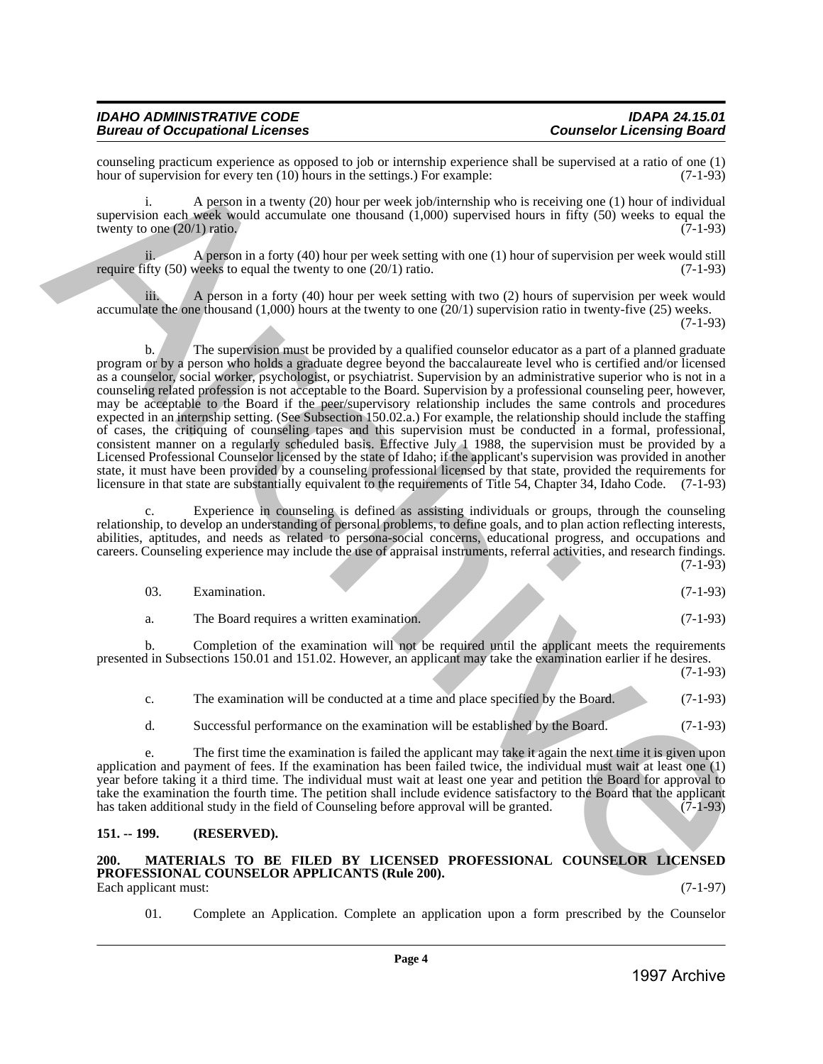counseling practicum experience as opposed to job or internship experience shall be supervised at a ratio of one (1) hour of supervision for every ten (10) hours in the settings.) For example: (7-1-93)

i. A person in a twenty (20) hour per week job/internship who is receiving one (1) hour of individual supervision each week would accumulate one thousand (1,000) supervised hours in fifty (50) weeks to equal the twenty to one (20/1) ratio. (7-1-93)

ii. A person in a forty (40) hour per week setting with one (1) hour of supervision per week would still require fifty (50) weeks to equal the twenty to one (20/1) ratio. (7-1-93)

iii. A person in a forty (40) hour per week setting with two (2) hours of supervision per week would accumulate the one thousand (1,000) hours at the twenty to one (20/1) supervision ratio in twenty-five (25) weeks. (7-1-93)

b. The supervision must be provided by a qualified counselor educator as a part of a planned graduate program or by a person who holds a graduate degree beyond the baccalaureate level who is certified and/or licensed as a counselor, social worker, psychologist, or psychiatrist. Supervision by an administrative superior who is not in a counseling related profession is not acceptable to the Board. Supervision by a professional counseling peer, however, may be acceptable to the Board if the peer/supervisory relationship includes the same controls and procedures expected in an internship setting. (See Subsection 150.02.a.) For example, the relationship should include the staffing of cases, the critiquing of counseling tapes and this supervision must be conducted in a formal, professional, consistent manner on a regularly scheduled basis. Effective July 1 1988, the supervision must be provided by a Licensed Professional Counselor licensed by the state of Idaho; if the applicant's supervision was provided in another state, it must have been provided by a counseling professional licensed by that state, provided the requirements for licensure in that state are substantially equivalent to the requirements of Title 54, Chapter 34, Idaho Code. (7-1-93)

c. Experience in counseling is defined as assisting individuals or groups, through the counseling relationship, to develop an understanding of personal problems, to define goals, and to plan action reflecting interests, abilities, aptitudes, and needs as related to persona-social concerns, educational progress, and occupations and careers. Counseling experience may include the use of appraisal instruments, referral activities, and research findings. (7-1-93)

03. Examination. (7-1-93)

a. The Board requires a written examination. (7-1-93)

b. Completion of the examination will not be required until the applicant meets the requirements presented in Subsections 150.01 and 151.02. However, an applicant may take the examination earlier if he desires. (7-1-93)

c. The examination will be conducted at a time and place specified by the Board. (7-1-93)

d. Successful performance on the examination will be established by the Board. (7-1-93)

e. The first time the examination is failed the applicant may take it again the next time it is given upon application and payment of fees. If the examination has been failed twice, the individual must wait at least one (1) year before taking it a third time. The individual must wait at least one year and petition the Board for approval to take the examination the fourth time. The petition shall include evidence satisfactory to the Board that the applicant has taken additional study in the field of Counseling before approval will be granted. (7-1-93)

## 151. -- 199. (RESERVED).

## 200. MATERIALS TO BE FILED BY LICENSED PROFESSIONAL COUNSELOR LICENSED PROFESSIONAL COUNSELOR APPLICANTS (Rule 200).

Each applicant must: (7-1-97)

01. Complete an Application. Complete an application upon a form prescribed by the Counselor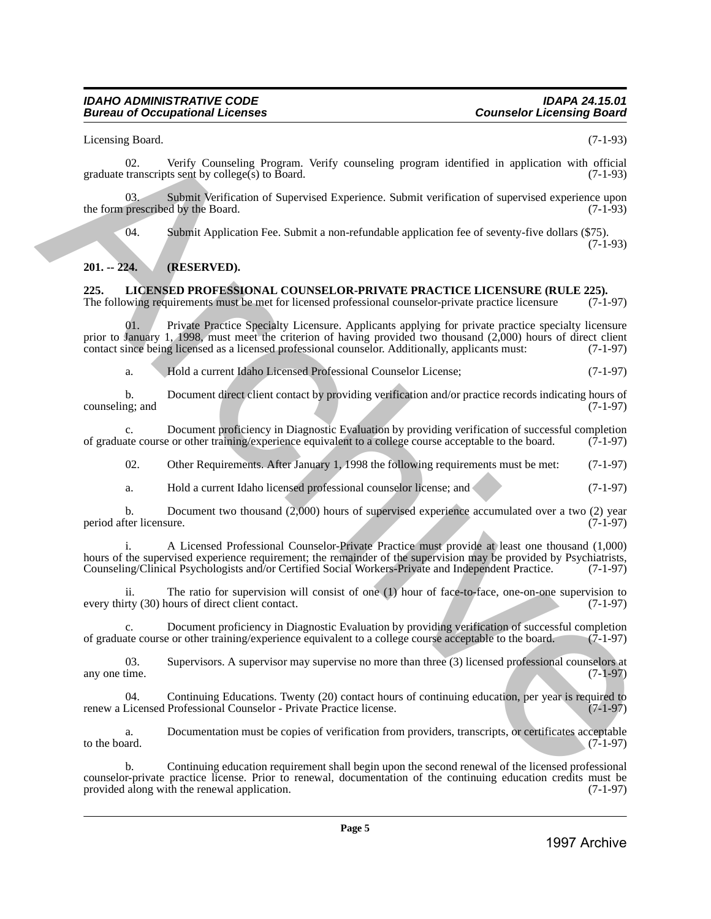Licensing Board. (7-1-93)

02. Verify Counseling Program. Verify counseling program identified in application with official graduate transcripts sent by college(s) to Board. (7-1-93)

03. Submit Verification of Supervised Experience. Submit verification of supervised experience upon the form prescribed by the Board. (7-1-93)

04. Submit Application Fee. Submit a non-refundable application fee of seventy-five dollars ($75). (7-1-93)

**201. -- 224. (RESERVED).**

**225. LICENSED PROFESSIONAL COUNSELOR-PRIVATE PRACTICE LICENSURE (RULE 225).**
The following requirements must be met for licensed professional counselor-private practice licensure (7-1-97)

01. Private Practice Specialty Licensure. Applicants applying for private practice specialty licensure prior to January 1, 1998, must meet the criterion of having provided two thousand (2,000) hours of direct client contact since being licensed as a licensed professional counselor. Additionally, applicants must: (7-1-97)

a. Hold a current Idaho Licensed Professional Counselor License; (7-1-97)

b. Document direct client contact by providing verification and/or practice records indicating hours of counseling; and (7-1-97)

c. Document proficiency in Diagnostic Evaluation by providing verification of successful completion of graduate course or other training/experience equivalent to a college course acceptable to the board. (7-1-97)

02. Other Requirements. After January 1, 1998 the following requirements must be met: (7-1-97)

a. Hold a current Idaho licensed professional counselor license; and (7-1-97)

b. Document two thousand (2,000) hours of supervised experience accumulated over a two (2) year period after licensure. (7-1-97)

i. A Licensed Professional Counselor-Private Practice must provide at least one thousand (1,000) hours of the supervised experience requirement; the remainder of the supervision may be provided by Psychiatrists, Counseling/Clinical Psychologists and/or Certified Social Workers-Private and Independent Practice. (7-1-97)

ii. The ratio for supervision will consist of one (1) hour of face-to-face, one-on-one supervision to every thirty (30) hours of direct client contact. (7-1-97)

c. Document proficiency in Diagnostic Evaluation by providing verification of successful completion of graduate course or other training/experience equivalent to a college course acceptable to the board. (7-1-97)

03. Supervisors. A supervisor may supervise no more than three (3) licensed professional counselors at any one time. (7-1-97)

04. Continuing Educations. Twenty (20) contact hours of continuing education, per year is required to renew a Licensed Professional Counselor - Private Practice license. (7-1-97)

a. Documentation must be copies of verification from providers, transcripts, or certificates acceptable to the board. (7-1-97)

b. Continuing education requirement shall begin upon the second renewal of the licensed professional counselor-private practice license. Prior to renewal, documentation of the continuing education credits must be provided along with the renewal application. (7-1-97)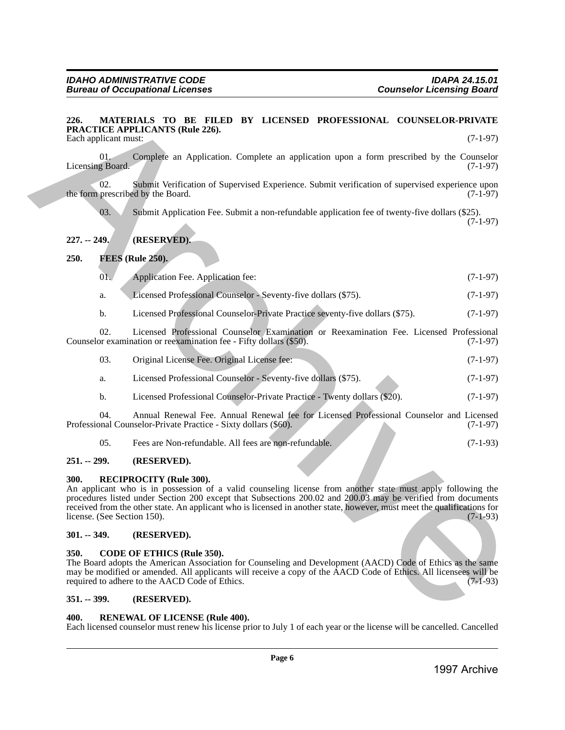**226. MATERIALS TO BE FILED BY LICENSED PROFESSIONAL COUNSELOR-PRIVATE PRACTICE APPLICANTS (Rule 226).**

Each applicant must: (7-1-97)

01. Complete an Application. Complete an application upon a form prescribed by the Counselor Licensing Board. (7-1-97)

02. Submit Verification of Supervised Experience. Submit verification of supervised experience upon the form prescribed by the Board. (7-1-97)

03. Submit Application Fee. Submit a non-refundable application fee of twenty-five dollars ($25). (7-1-97)

**227. -- 249. (RESERVED).**

**250. FEES (Rule 250).**

01. Application Fee. Application fee: (7-1-97)

a. Licensed Professional Counselor - Seventy-five dollars ($75). (7-1-97)

b. Licensed Professional Counselor-Private Practice seventy-five dollars ($75). (7-1-97)

02. Licensed Professional Counselor Examination or Reexamination Fee. Licensed Professional Counselor examination or reexamination fee - Fifty dollars ($50). (7-1-97)

03. Original License Fee. Original License fee: (7-1-97)

a. Licensed Professional Counselor - Seventy-five dollars ($75). (7-1-97)

b. Licensed Professional Counselor-Private Practice - Twenty dollars ($20). (7-1-97)

04. Annual Renewal Fee. Annual Renewal fee for Licensed Professional Counselor and Licensed Professional Counselor-Private Practice - Sixty dollars ($60). (7-1-97)

05. Fees are Non-refundable. All fees are non-refundable. (7-1-93)

**251. -- 299. (RESERVED).**

**300. RECIPROCITY (Rule 300).**

An applicant who is in possession of a valid counseling license from another state must apply following the procedures listed under Section 200 except that Subsections 200.02 and 200.03 may be verified from documents received from the other state. An applicant who is licensed in another state, however, must meet the qualifications for license. (See Section 150). (7-1-93)

**301. -- 349. (RESERVED).**

**350. CODE OF ETHICS (Rule 350).**

The Board adopts the American Association for Counseling and Development (AACD) Code of Ethics as the same may be modified or amended. All applicants will receive a copy of the AACD Code of Ethics. All licensees will be required to adhere to the AACD Code of Ethics. (7-1-93)

**351. -- 399. (RESERVED).**

**400. RENEWAL OF LICENSE (Rule 400).**

Each licensed counselor must renew his license prior to July 1 of each year or the license will be cancelled. Cancelled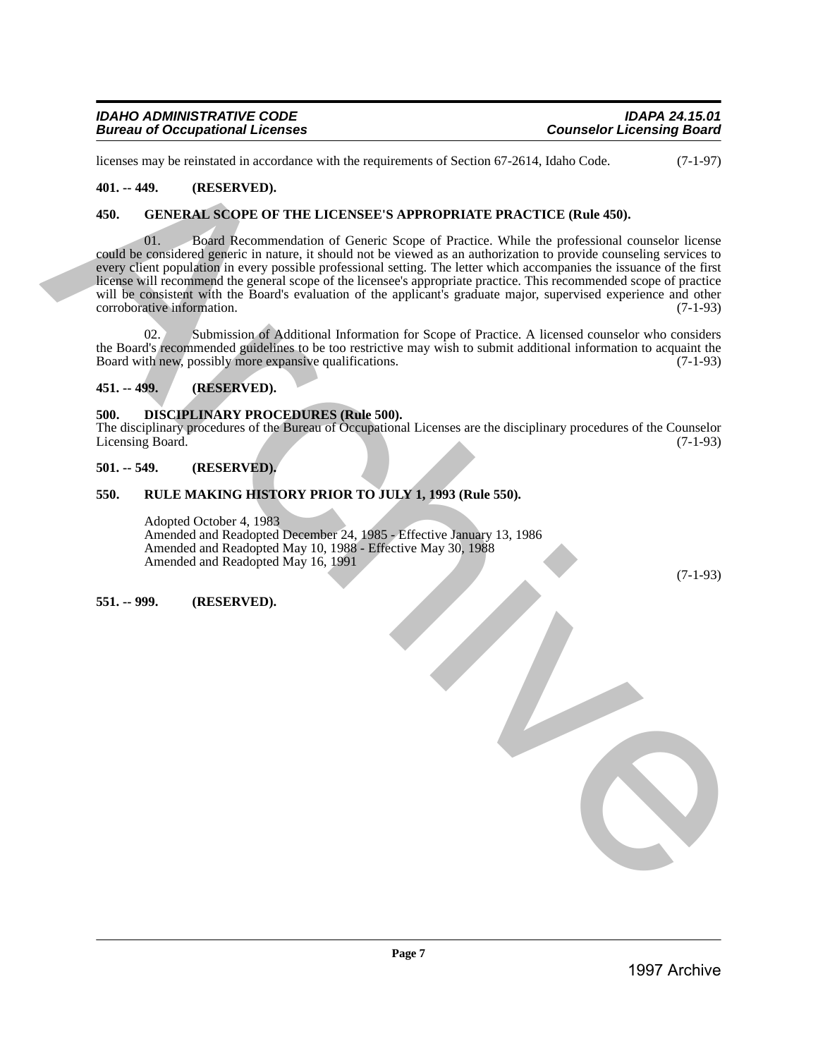licenses may be reinstated in accordance with the requirements of Section 67-2614, Idaho Code. (7-1-97)

**401. -- 449. (RESERVED).**

**450. GENERAL SCOPE OF THE LICENSEE'S APPROPRIATE PRACTICE (Rule 450).**

01. Board Recommendation of Generic Scope of Practice. While the professional counselor license could be considered generic in nature, it should not be viewed as an authorization to provide counseling services to every client population in every possible professional setting. The letter which accompanies the issuance of the first license will recommend the general scope of the licensee's appropriate practice. This recommended scope of practice will be consistent with the Board's evaluation of the applicant's graduate major, supervised experience and other corroborative information. (7-1-93)

02. Submission of Additional Information for Scope of Practice. A licensed counselor who considers the Board's recommended guidelines to be too restrictive may wish to submit additional information to acquaint the Board with new, possibly more expansive qualifications. (7-1-93)

**451. -- 499. (RESERVED).**

**500. DISCIPLINARY PROCEDURES (Rule 500).**
The disciplinary procedures of the Bureau of Occupational Licenses are the disciplinary procedures of the Counselor Licensing Board. (7-1-93)

**501. -- 549. (RESERVED).**

**550. RULE MAKING HISTORY PRIOR TO JULY 1, 1993 (Rule 550).**

Adopted October 4, 1983
Amended and Readopted December 24, 1985 - Effective January 13, 1986
Amended and Readopted May 10, 1988 - Effective May 30, 1988
Amended and Readopted May 16, 1991

(7-1-93)

**551. -- 999. (RESERVED).**